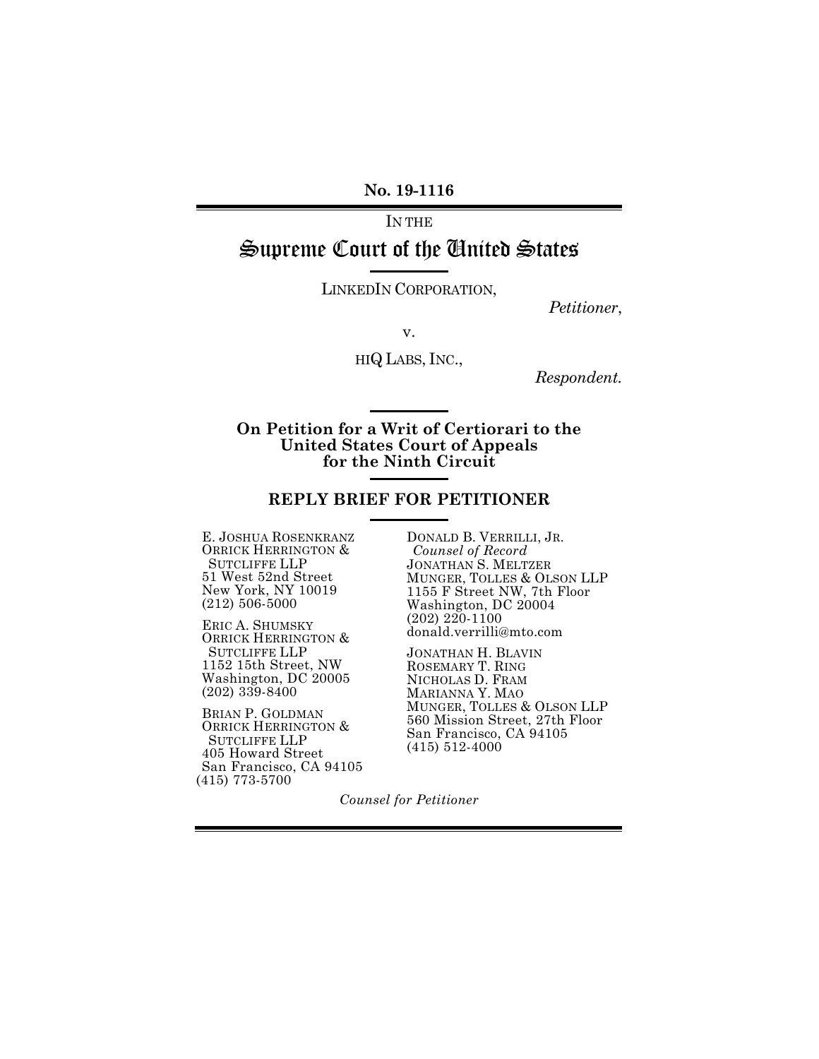**No. 19-1116**

IN THE

# Supreme Court of the United States

LINKEDIN CORPORATION,

*Petitioner*,

v.

HIQ LABS, INC.,

*Respondent.*

**On Petition for a Writ of Certiorari to the United States Court of Appeals for the Ninth Circuit**

## REPLY BRIEF FOR PETITIONER

E. JOSHUA ROSENKRANZ
ORRICK HERRINGTON & SUTCLIFFE LLP
51 West 52nd Street
New York, NY 10019
(212) 506-5000

ERIC A. SHUMSKY
ORRICK HERRINGTON & SUTCLIFFE LLP
1152 15th Street, NW
Washington, DC 20005
(202) 339-8400

BRIAN P. GOLDMAN
ORRICK HERRINGTON & SUTCLIFFE LLP
405 Howard Street
San Francisco, CA 94105
(415) 773-5700

DONALD B. VERRILLI, JR.
*Counsel of Record*
JONATHAN S. MELTZER
MUNGER, TOLLES & OLSON LLP
1155 F Street NW, 7th Floor
Washington, DC 20004
(202) 220-1100
donald.verrilli@mto.com

JONATHAN H. BLAVIN
ROSEMARY T. RING
NICHOLAS D. FRAM
MARIANNA Y. MAO
MUNGER, TOLLES & OLSON LLP
560 Mission Street, 27th Floor
San Francisco, CA 94105
(415) 512-4000

*Counsel for Petitioner*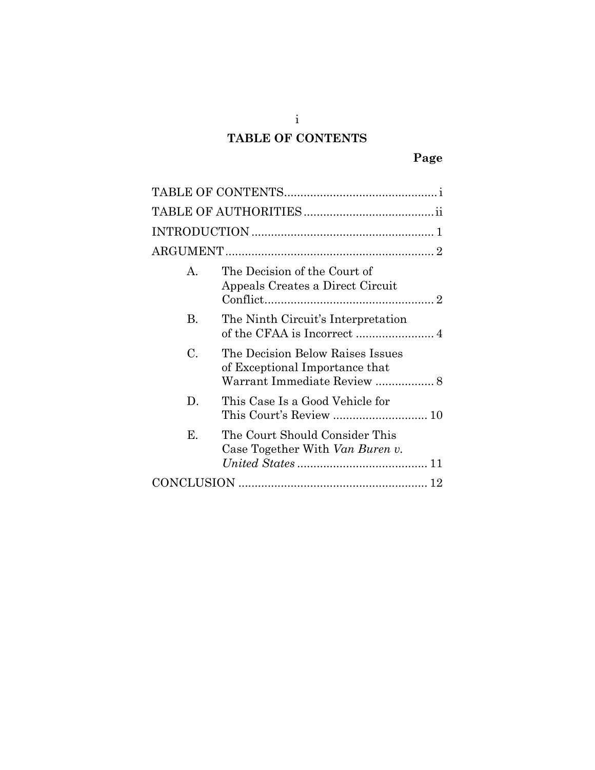# TABLE OF CONTENTS

| | Page |
|---|---|
| TABLE OF CONTENTS | i |
| TABLE OF AUTHORITIES | ii |
| INTRODUCTION | 1 |
| ARGUMENT | 2 |
| A. The Decision of the Court of Appeals Creates a Direct Circuit Conflict | 2 |
| B. The Ninth Circuit's Interpretation of the CFAA is Incorrect | 4 |
| C. The Decision Below Raises Issues of Exceptional Importance that Warrant Immediate Review | 8 |
| D. This Case Is a Good Vehicle for This Court's Review | 10 |
| E. The Court Should Consider This Case Together With *Van Buren v. United States* | 11 |
| CONCLUSION | 12 |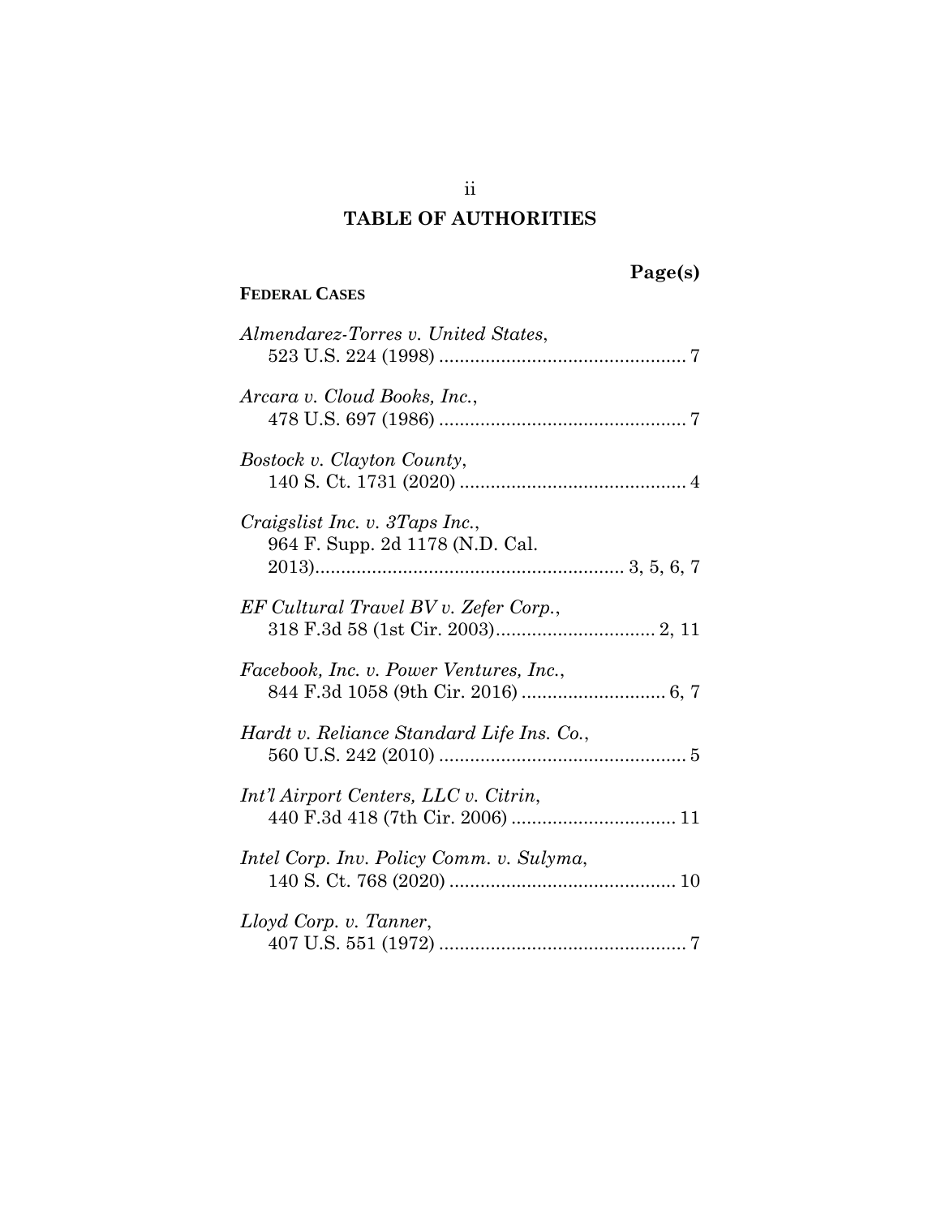# TABLE OF AUTHORITIES

**Page(s)**

**FEDERAL CASES**

*Almendarez-Torres v. United States*, 523 U.S. 224 (1998) ................................................ 7

*Arcara v. Cloud Books, Inc.*, 478 U.S. 697 (1986) ................................................ 7

*Bostock v. Clayton County*, 140 S. Ct. 1731 (2020) ............................................ 4

*Craigslist Inc. v. 3Taps Inc.*, 964 F. Supp. 2d 1178 (N.D. Cal. 2013)........................................................... 3, 5, 6, 7

*EF Cultural Travel BV v. Zefer Corp.*, 318 F.3d 58 (1st Cir. 2003)............................... 2, 11

*Facebook, Inc. v. Power Ventures, Inc.*, 844 F.3d 1058 (9th Cir. 2016) ............................ 6, 7

*Hardt v. Reliance Standard Life Ins. Co.*, 560 U.S. 242 (2010) ................................................ 5

*Int'l Airport Centers, LLC v. Citrin*, 440 F.3d 418 (7th Cir. 2006) ................................ 11

*Intel Corp. Inv. Policy Comm. v. Sulyma*, 140 S. Ct. 768 (2020) ............................................ 10

*Lloyd Corp. v. Tanner*, 407 U.S. 551 (1972) ................................................ 7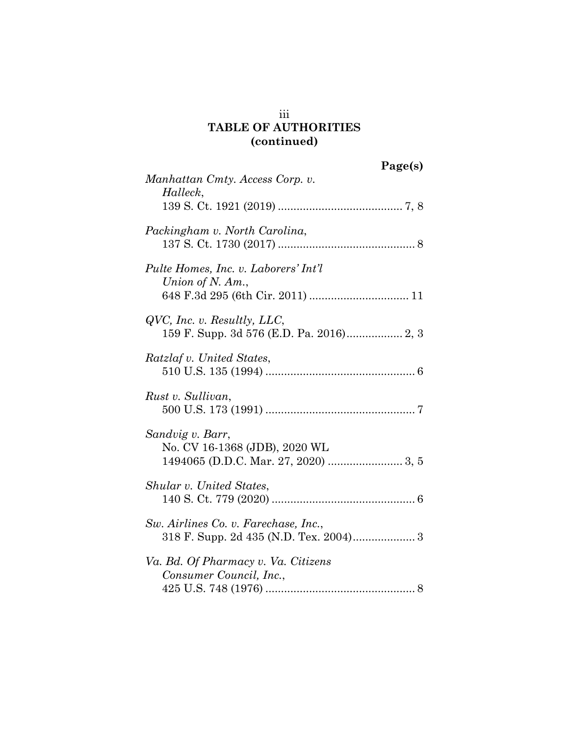# TABLE OF AUTHORITIES (continued)

**Page(s)**

*Manhattan Cmty. Access Corp. v. Halleck*,
139 S. Ct. 1921 (2019) ........................................ 7, 8

*Packingham v. North Carolina*,
137 S. Ct. 1730 (2017) ............................................ 8

*Pulte Homes, Inc. v. Laborers' Int'l Union of N. Am.*,
648 F.3d 295 (6th Cir. 2011) ................................ 11

*QVC, Inc. v. Resultly, LLC*,
159 F. Supp. 3d 576 (E.D. Pa. 2016).................. 2, 3

*Ratzlaf v. United States*,
510 U.S. 135 (1994) ................................................ 6

*Rust v. Sullivan*,
500 U.S. 173 (1991) ................................................ 7

*Sandvig v. Barr*,
No. CV 16-1368 (JDB), 2020 WL 1494065 (D.D.C. Mar. 27, 2020) ........................ 3, 5

*Shular v. United States*,
140 S. Ct. 779 (2020) .............................................. 6

*Sw. Airlines Co. v. Farechase, Inc.*,
318 F. Supp. 2d 435 (N.D. Tex. 2004).................... 3

*Va. Bd. Of Pharmacy v. Va. Citizens Consumer Council, Inc.*,
425 U.S. 748 (1976) ................................................ 8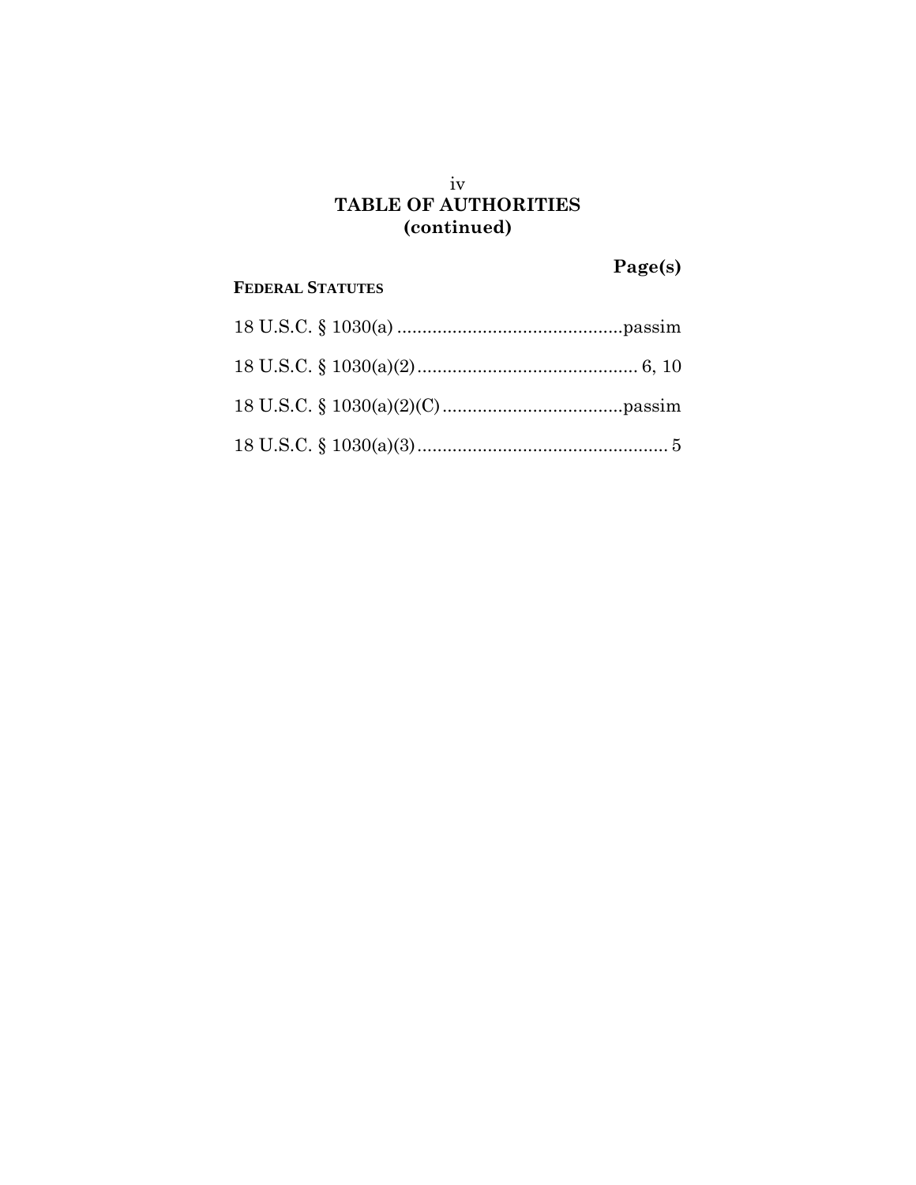## TABLE OF AUTHORITIES (continued)

**Page(s)**

**FEDERAL STATUTES**

18 U.S.C. § 1030(a) ............................................passim

18 U.S.C. § 1030(a)(2)............................................ 6, 10

18 U.S.C. § 1030(a)(2)(C)....................................passim

18 U.S.C. § 1030(a)(3).................................................. 5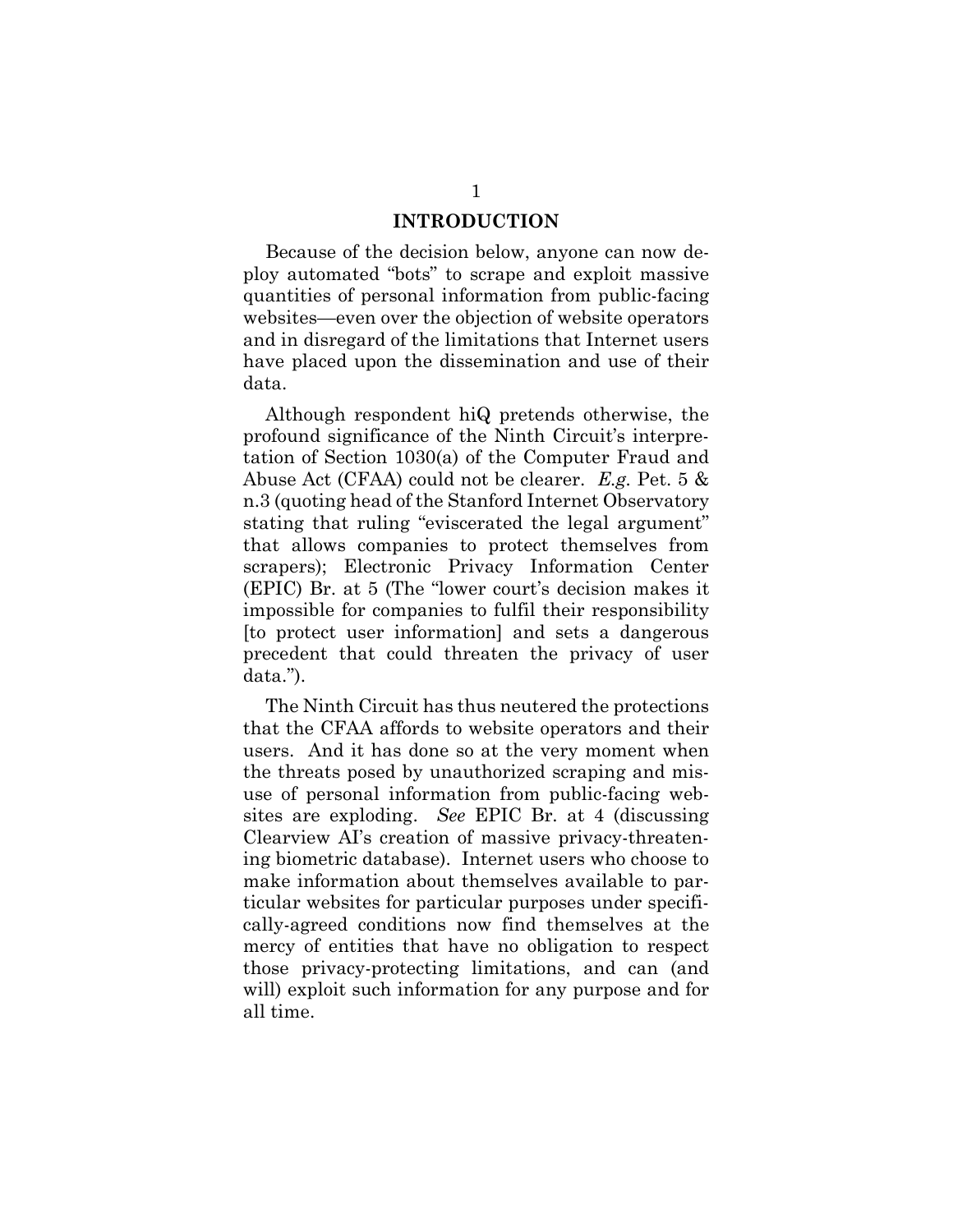# INTRODUCTION

Because of the decision below, anyone can now deploy automated "bots" to scrape and exploit massive quantities of personal information from public-facing websites—even over the objection of website operators and in disregard of the limitations that Internet users have placed upon the dissemination and use of their data.

Although respondent hiQ pretends otherwise, the profound significance of the Ninth Circuit's interpretation of Section 1030(a) of the Computer Fraud and Abuse Act (CFAA) could not be clearer. *E.g.* Pet. 5 & n.3 (quoting head of the Stanford Internet Observatory stating that ruling "eviscerated the legal argument" that allows companies to protect themselves from scrapers); Electronic Privacy Information Center (EPIC) Br. at 5 (The "lower court's decision makes it impossible for companies to fulfil their responsibility [to protect user information] and sets a dangerous precedent that could threaten the privacy of user data.").

The Ninth Circuit has thus neutered the protections that the CFAA affords to website operators and their users. And it has done so at the very moment when the threats posed by unauthorized scraping and misuse of personal information from public-facing websites are exploding. *See* EPIC Br. at 4 (discussing Clearview AI's creation of massive privacy-threatening biometric database). Internet users who choose to make information about themselves available to particular websites for particular purposes under specifically-agreed conditions now find themselves at the mercy of entities that have no obligation to respect those privacy-protecting limitations, and can (and will) exploit such information for any purpose and for all time.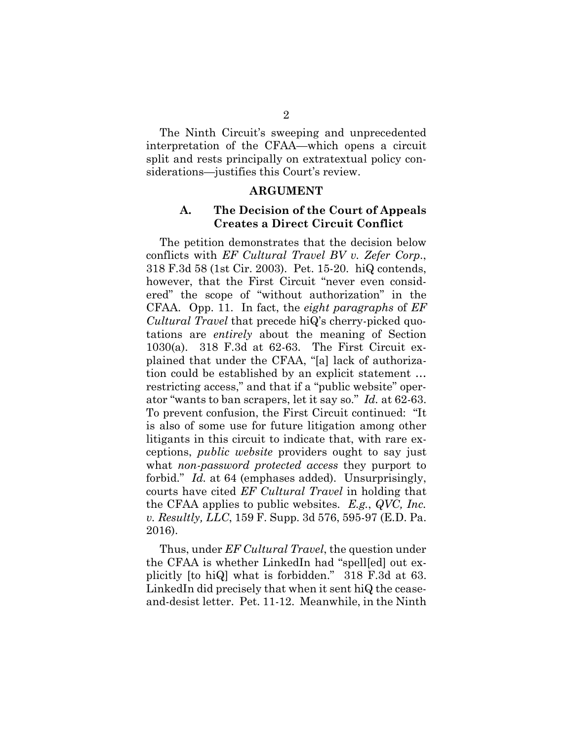The Ninth Circuit's sweeping and unprecedented interpretation of the CFAA—which opens a circuit split and rests principally on extratextual policy considerations—justifies this Court's review.

## ARGUMENT

### A. The Decision of the Court of Appeals Creates a Direct Circuit Conflict

The petition demonstrates that the decision below conflicts with *EF Cultural Travel BV v. Zefer Corp.*, 318 F.3d 58 (1st Cir. 2003). Pet. 15-20. hiQ contends, however, that the First Circuit "never even considered" the scope of "without authorization" in the CFAA. Opp. 11. In fact, the *eight paragraphs* of *EF Cultural Travel* that precede hiQ's cherry-picked quotations are *entirely* about the meaning of Section 1030(a). 318 F.3d at 62-63. The First Circuit explained that under the CFAA, "[a] lack of authorization could be established by an explicit statement … restricting access," and that if a "public website" operator "wants to ban scrapers, let it say so." *Id.* at 62-63. To prevent confusion, the First Circuit continued: "It is also of some use for future litigation among other litigants in this circuit to indicate that, with rare exceptions, *public website* providers ought to say just what *non-password protected access* they purport to forbid." *Id.* at 64 (emphases added). Unsurprisingly, courts have cited *EF Cultural Travel* in holding that the CFAA applies to public websites. *E.g.*, *QVC, Inc. v. Resultly, LLC*, 159 F. Supp. 3d 576, 595-97 (E.D. Pa. 2016).

Thus, under *EF Cultural Travel*, the question under the CFAA is whether LinkedIn had "spell[ed] out explicitly [to hiQ] what is forbidden." 318 F.3d at 63. LinkedIn did precisely that when it sent hiQ the cease-and-desist letter. Pet. 11-12. Meanwhile, in the Ninth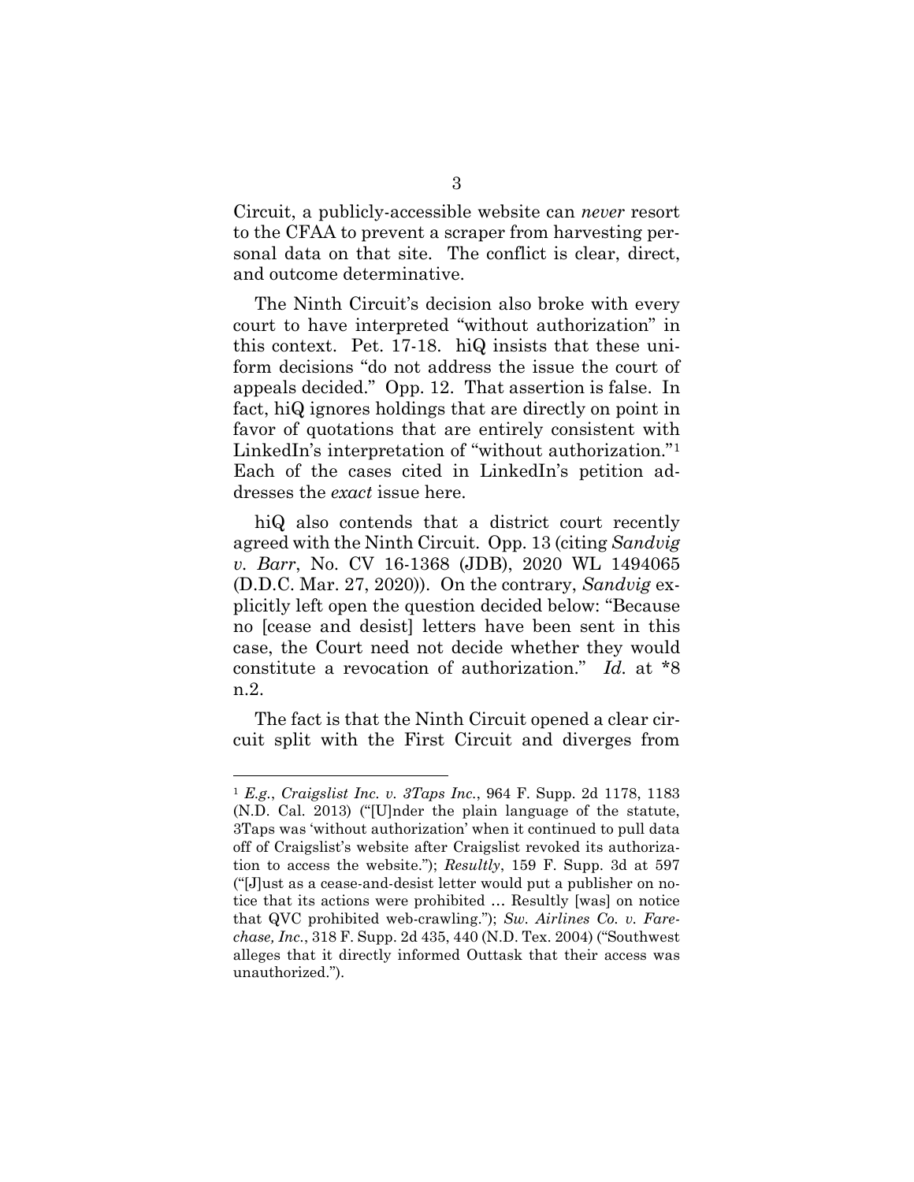Circuit, a publicly-accessible website can *never* resort to the CFAA to prevent a scraper from harvesting personal data on that site. The conflict is clear, direct, and outcome determinative.

The Ninth Circuit's decision also broke with every court to have interpreted "without authorization" in this context. Pet. 17-18. hiQ insists that these uniform decisions "do not address the issue the court of appeals decided." Opp. 12. That assertion is false. In fact, hiQ ignores holdings that are directly on point in favor of quotations that are entirely consistent with LinkedIn's interpretation of "without authorization."[1] Each of the cases cited in LinkedIn's petition addresses the *exact* issue here.

hiQ also contends that a district court recently agreed with the Ninth Circuit. Opp. 13 (citing *Sandvig v. Barr*, No. CV 16-1368 (JDB), 2020 WL 1494065 (D.D.C. Mar. 27, 2020)). On the contrary, *Sandvig* explicitly left open the question decided below: "Because no [cease and desist] letters have been sent in this case, the Court need not decide whether they would constitute a revocation of authorization." *Id.* at *8 n.2.

The fact is that the Ninth Circuit opened a clear circuit split with the First Circuit and diverges from

---

[1] *E.g.*, *Craigslist Inc. v. 3Taps Inc.*, 964 F. Supp. 2d 1178, 1183 (N.D. Cal. 2013) ("[U]nder the plain language of the statute, 3Taps was 'without authorization' when it continued to pull data off of Craigslist's website after Craigslist revoked its authorization to access the website."); *Resultly*, 159 F. Supp. 3d at 597 ("[J]ust as a cease-and-desist letter would put a publisher on notice that its actions were prohibited … Resultly [was] on notice that QVC prohibited web-crawling."); *Sw. Airlines Co. v. Farechase, Inc.*, 318 F. Supp. 2d 435, 440 (N.D. Tex. 2004) ("Southwest alleges that it directly informed Outtask that their access was unauthorized.").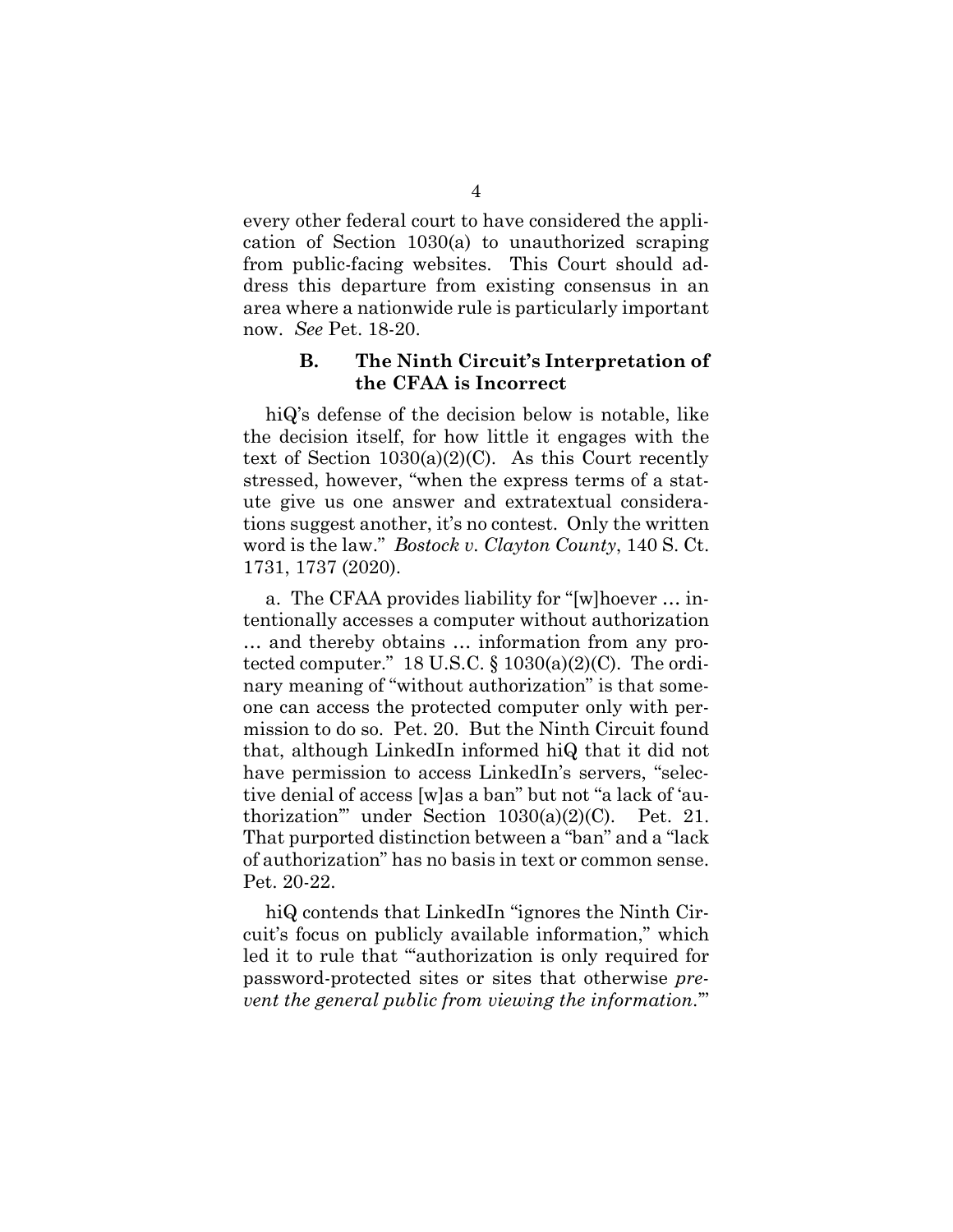every other federal court to have considered the application of Section 1030(a) to unauthorized scraping from public-facing websites. This Court should address this departure from existing consensus in an area where a nationwide rule is particularly important now. *See* Pet. 18-20.

### B. The Ninth Circuit's Interpretation of the CFAA is Incorrect

hiQ's defense of the decision below is notable, like the decision itself, for how little it engages with the text of Section 1030(a)(2)(C). As this Court recently stressed, however, "when the express terms of a statute give us one answer and extratextual considerations suggest another, it's no contest. Only the written word is the law." *Bostock v. Clayton County*, 140 S. Ct. 1731, 1737 (2020).

a. The CFAA provides liability for "[w]hoever … intentionally accesses a computer without authorization … and thereby obtains … information from any protected computer." 18 U.S.C. § 1030(a)(2)(C). The ordinary meaning of "without authorization" is that someone can access the protected computer only with permission to do so. Pet. 20. But the Ninth Circuit found that, although LinkedIn informed hiQ that it did not have permission to access LinkedIn's servers, "selective denial of access [w]as a ban" but not "a lack of 'authorization'" under Section 1030(a)(2)(C). Pet. 21. That purported distinction between a "ban" and a "lack of authorization" has no basis in text or common sense. Pet. 20-22.

hiQ contends that LinkedIn "ignores the Ninth Circuit's focus on publicly available information," which led it to rule that "'authorization is only required for password-protected sites or sites that otherwise *prevent the general public from viewing the information*.'"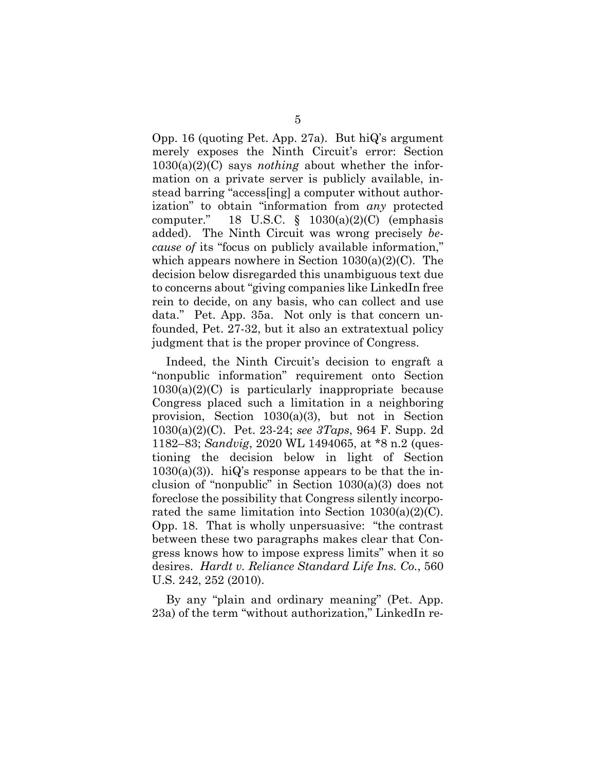Opp. 16 (quoting Pet. App. 27a). But hiQ's argument merely exposes the Ninth Circuit's error: Section 1030(a)(2)(C) says *nothing* about whether the information on a private server is publicly available, instead barring "access[ing] a computer without authorization" to obtain "information from *any* protected computer." 18 U.S.C. § 1030(a)(2)(C) (emphasis added). The Ninth Circuit was wrong precisely *because of* its "focus on publicly available information," which appears nowhere in Section 1030(a)(2)(C). The decision below disregarded this unambiguous text due to concerns about "giving companies like LinkedIn free rein to decide, on any basis, who can collect and use data." Pet. App. 35a. Not only is that concern unfounded, Pet. 27-32, but it also an extratextual policy judgment that is the proper province of Congress.

Indeed, the Ninth Circuit's decision to engraft a "nonpublic information" requirement onto Section 1030(a)(2)(C) is particularly inappropriate because Congress placed such a limitation in a neighboring provision, Section 1030(a)(3), but not in Section 1030(a)(2)(C). Pet. 23-24; *see 3Taps*, 964 F. Supp. 2d 1182–83; *Sandvig*, 2020 WL 1494065, at *8 n.2 (questioning the decision below in light of Section 1030(a)(3)). hiQ's response appears to be that the inclusion of "nonpublic" in Section 1030(a)(3) does not foreclose the possibility that Congress silently incorporated the same limitation into Section 1030(a)(2)(C). Opp. 18. That is wholly unpersuasive: "the contrast between these two paragraphs makes clear that Congress knows how to impose express limits" when it so desires. *Hardt v. Reliance Standard Life Ins. Co.*, 560 U.S. 242, 252 (2010).

By any "plain and ordinary meaning" (Pet. App. 23a) of the term "without authorization," LinkedIn re-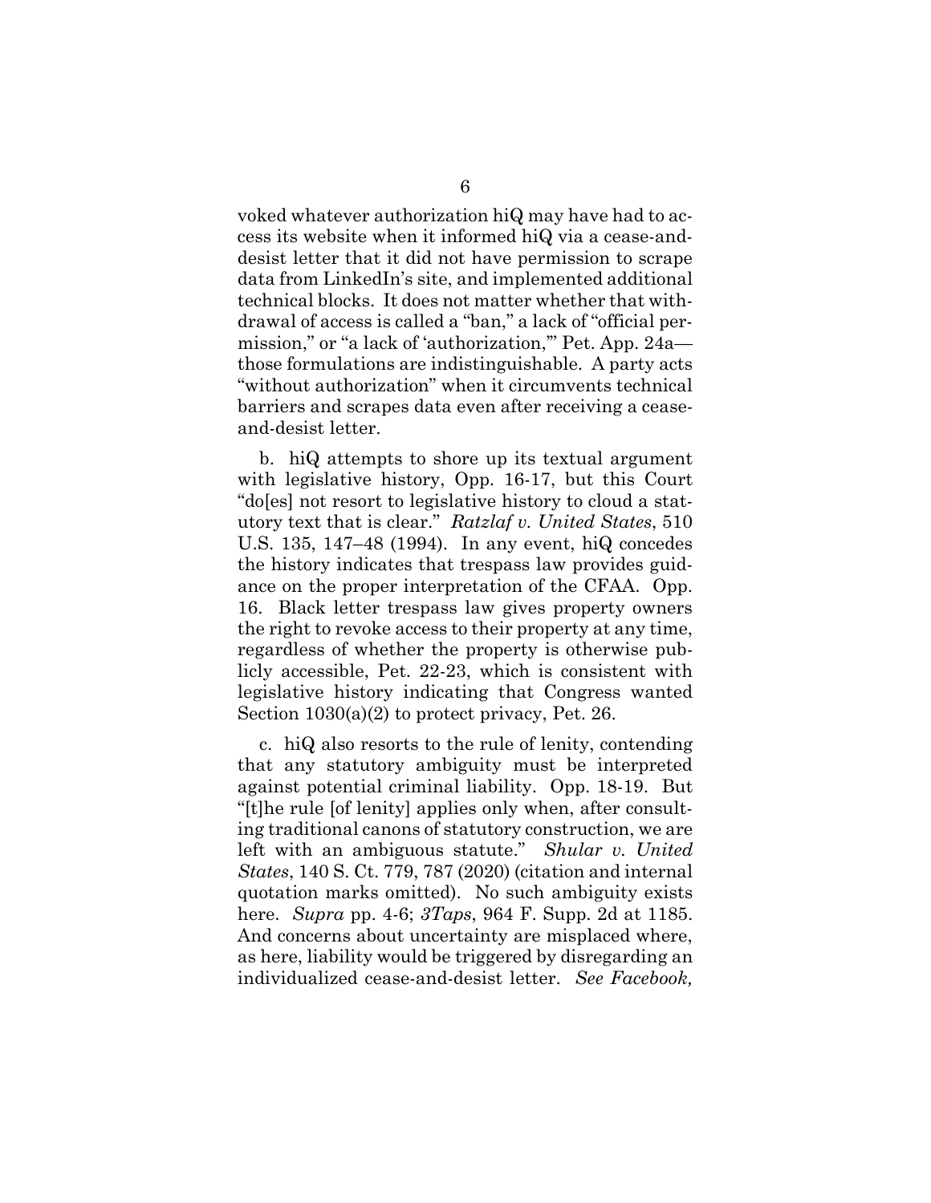voked whatever authorization hiQ may have had to access its website when it informed hiQ via a cease-and-desist letter that it did not have permission to scrape data from LinkedIn's site, and implemented additional technical blocks. It does not matter whether that withdrawal of access is called a "ban," a lack of "official permission," or "a lack of 'authorization,'" Pet. App. 24a—those formulations are indistinguishable. A party acts "without authorization" when it circumvents technical barriers and scrapes data even after receiving a cease-and-desist letter.

b. hiQ attempts to shore up its textual argument with legislative history, Opp. 16-17, but this Court "do[es] not resort to legislative history to cloud a statutory text that is clear." *Ratzlaf v. United States*, 510 U.S. 135, 147–48 (1994). In any event, hiQ concedes the history indicates that trespass law provides guidance on the proper interpretation of the CFAA. Opp. 16. Black letter trespass law gives property owners the right to revoke access to their property at any time, regardless of whether the property is otherwise publicly accessible, Pet. 22-23, which is consistent with legislative history indicating that Congress wanted Section 1030(a)(2) to protect privacy, Pet. 26.

c. hiQ also resorts to the rule of lenity, contending that any statutory ambiguity must be interpreted against potential criminal liability. Opp. 18-19. But "[t]he rule [of lenity] applies only when, after consulting traditional canons of statutory construction, we are left with an ambiguous statute." *Shular v. United States*, 140 S. Ct. 779, 787 (2020) (citation and internal quotation marks omitted). No such ambiguity exists here. *Supra* pp. 4-6; *3Taps*, 964 F. Supp. 2d at 1185. And concerns about uncertainty are misplaced where, as here, liability would be triggered by disregarding an individualized cease-and-desist letter. *See Facebook,*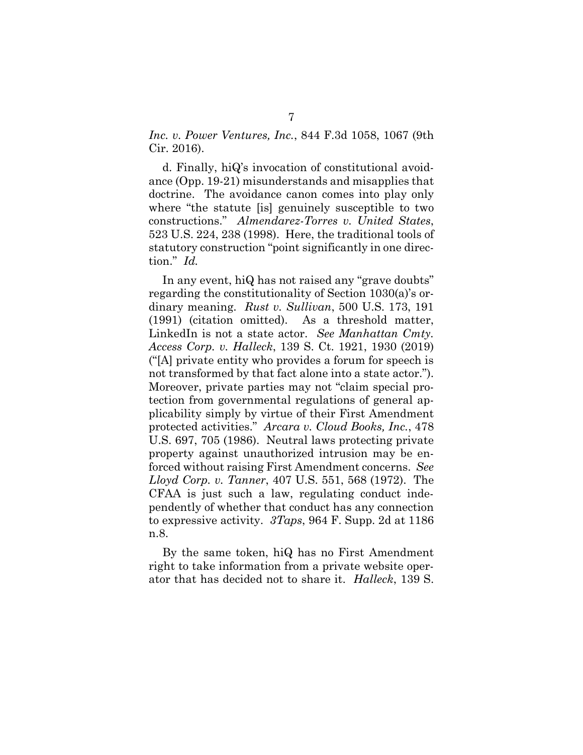*Inc. v. Power Ventures, Inc.*, 844 F.3d 1058, 1067 (9th Cir. 2016).

d. Finally, hiQ's invocation of constitutional avoidance (Opp. 19-21) misunderstands and misapplies that doctrine. The avoidance canon comes into play only where "the statute [is] genuinely susceptible to two constructions." *Almendarez-Torres v. United States*, 523 U.S. 224, 238 (1998). Here, the traditional tools of statutory construction "point significantly in one direction." *Id.*

In any event, hiQ has not raised any "grave doubts" regarding the constitutionality of Section 1030(a)'s ordinary meaning. *Rust v. Sullivan*, 500 U.S. 173, 191 (1991) (citation omitted). As a threshold matter, LinkedIn is not a state actor. *See Manhattan Cmty. Access Corp. v. Halleck*, 139 S. Ct. 1921, 1930 (2019) ("[A] private entity who provides a forum for speech is not transformed by that fact alone into a state actor."). Moreover, private parties may not "claim special protection from governmental regulations of general applicability simply by virtue of their First Amendment protected activities." *Arcara v. Cloud Books, Inc.*, 478 U.S. 697, 705 (1986). Neutral laws protecting private property against unauthorized intrusion may be enforced without raising First Amendment concerns. *See Lloyd Corp. v. Tanner*, 407 U.S. 551, 568 (1972). The CFAA is just such a law, regulating conduct independently of whether that conduct has any connection to expressive activity. *3Taps*, 964 F. Supp. 2d at 1186 n.8.

By the same token, hiQ has no First Amendment right to take information from a private website operator that has decided not to share it. *Halleck*, 139 S.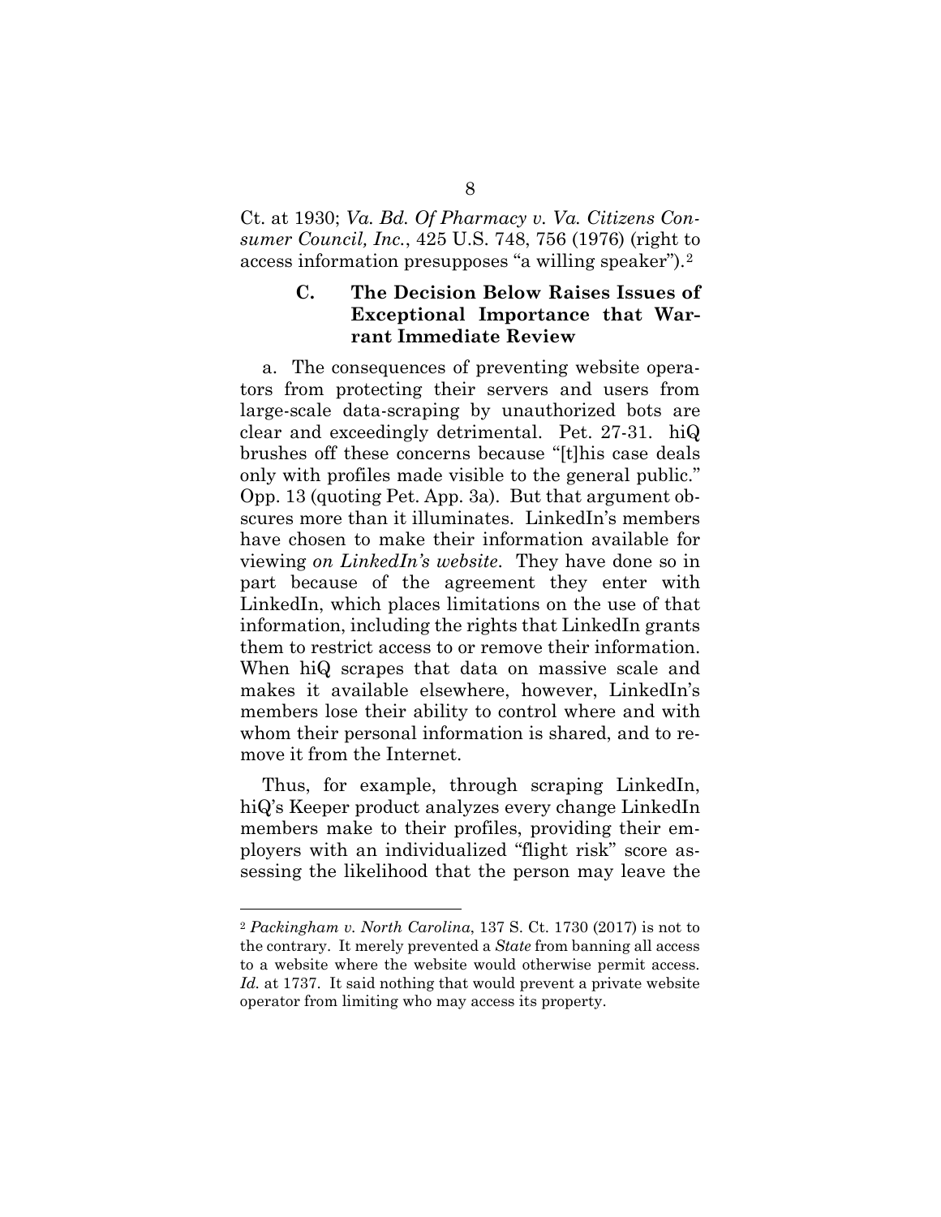Ct. at 1930; *Va. Bd. Of Pharmacy v. Va. Citizens Consumer Council, Inc.*, 425 U.S. 748, 756 (1976) (right to access information presupposes "a willing speaker").[2]

### C. The Decision Below Raises Issues of Exceptional Importance that Warrant Immediate Review

a. The consequences of preventing website operators from protecting their servers and users from large-scale data-scraping by unauthorized bots are clear and exceedingly detrimental. Pet. 27-31. hiQ brushes off these concerns because "[t]his case deals only with profiles made visible to the general public." Opp. 13 (quoting Pet. App. 3a). But that argument obscures more than it illuminates. LinkedIn's members have chosen to make their information available for viewing *on LinkedIn's website*. They have done so in part because of the agreement they enter with LinkedIn, which places limitations on the use of that information, including the rights that LinkedIn grants them to restrict access to or remove their information. When hiQ scrapes that data on massive scale and makes it available elsewhere, however, LinkedIn's members lose their ability to control where and with whom their personal information is shared, and to remove it from the Internet.

Thus, for example, through scraping LinkedIn, hiQ's Keeper product analyzes every change LinkedIn members make to their profiles, providing their employers with an individualized "flight risk" score assessing the likelihood that the person may leave the

---

[2] *Packingham v. North Carolina*, 137 S. Ct. 1730 (2017) is not to the contrary. It merely prevented a *State* from banning all access to a website where the website would otherwise permit access. *Id.* at 1737. It said nothing that would prevent a private website operator from limiting who may access its property.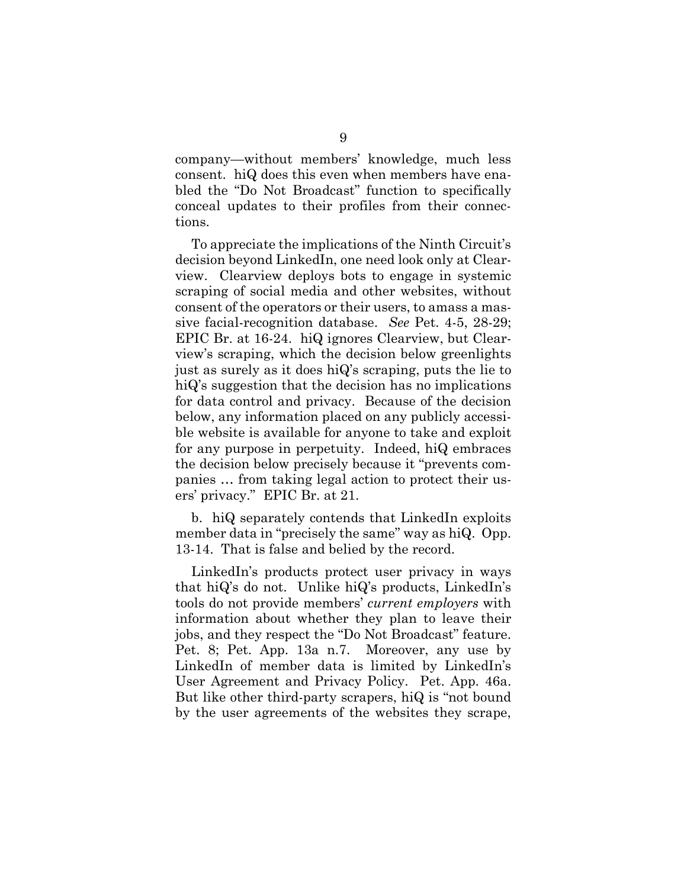company—without members' knowledge, much less consent. hiQ does this even when members have enabled the "Do Not Broadcast" function to specifically conceal updates to their profiles from their connections.

To appreciate the implications of the Ninth Circuit's decision beyond LinkedIn, one need look only at Clearview. Clearview deploys bots to engage in systemic scraping of social media and other websites, without consent of the operators or their users, to amass a massive facial-recognition database. *See* Pet. 4-5, 28-29; EPIC Br. at 16-24. hiQ ignores Clearview, but Clearview's scraping, which the decision below greenlights just as surely as it does hiQ's scraping, puts the lie to hiQ's suggestion that the decision has no implications for data control and privacy. Because of the decision below, any information placed on any publicly accessible website is available for anyone to take and exploit for any purpose in perpetuity. Indeed, hiQ embraces the decision below precisely because it "prevents companies … from taking legal action to protect their users' privacy." EPIC Br. at 21.

b. hiQ separately contends that LinkedIn exploits member data in "precisely the same" way as hiQ. Opp. 13-14. That is false and belied by the record.

LinkedIn's products protect user privacy in ways that hiQ's do not. Unlike hiQ's products, LinkedIn's tools do not provide members' *current employers* with information about whether they plan to leave their jobs, and they respect the "Do Not Broadcast" feature. Pet. 8; Pet. App. 13a n.7. Moreover, any use by LinkedIn of member data is limited by LinkedIn's User Agreement and Privacy Policy. Pet. App. 46a. But like other third-party scrapers, hiQ is "not bound by the user agreements of the websites they scrape,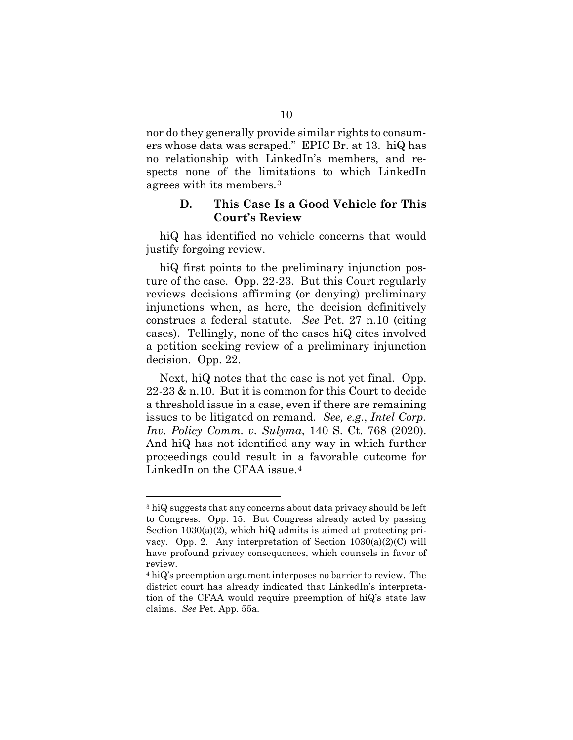nor do they generally provide similar rights to consumers whose data was scraped." EPIC Br. at 13. hiQ has no relationship with LinkedIn's members, and respects none of the limitations to which LinkedIn agrees with its members.[3]

### D. This Case Is a Good Vehicle for This Court's Review

hiQ has identified no vehicle concerns that would justify forgoing review.

hiQ first points to the preliminary injunction posture of the case. Opp. 22-23. But this Court regularly reviews decisions affirming (or denying) preliminary injunctions when, as here, the decision definitively construes a federal statute. *See* Pet. 27 n.10 (citing cases). Tellingly, none of the cases hiQ cites involved a petition seeking review of a preliminary injunction decision. Opp. 22.

Next, hiQ notes that the case is not yet final. Opp. 22-23 & n.10. But it is common for this Court to decide a threshold issue in a case, even if there are remaining issues to be litigated on remand. *See, e.g.*, *Intel Corp. Inv. Policy Comm. v. Sulyma*, 140 S. Ct. 768 (2020). And hiQ has not identified any way in which further proceedings could result in a favorable outcome for LinkedIn on the CFAA issue.[4]

---

[3] hiQ suggests that any concerns about data privacy should be left to Congress. Opp. 15. But Congress already acted by passing Section 1030(a)(2), which hiQ admits is aimed at protecting privacy. Opp. 2. Any interpretation of Section 1030(a)(2)(C) will have profound privacy consequences, which counsels in favor of review.

[4] hiQ's preemption argument interposes no barrier to review. The district court has already indicated that LinkedIn's interpretation of the CFAA would require preemption of hiQ's state law claims. *See* Pet. App. 55a.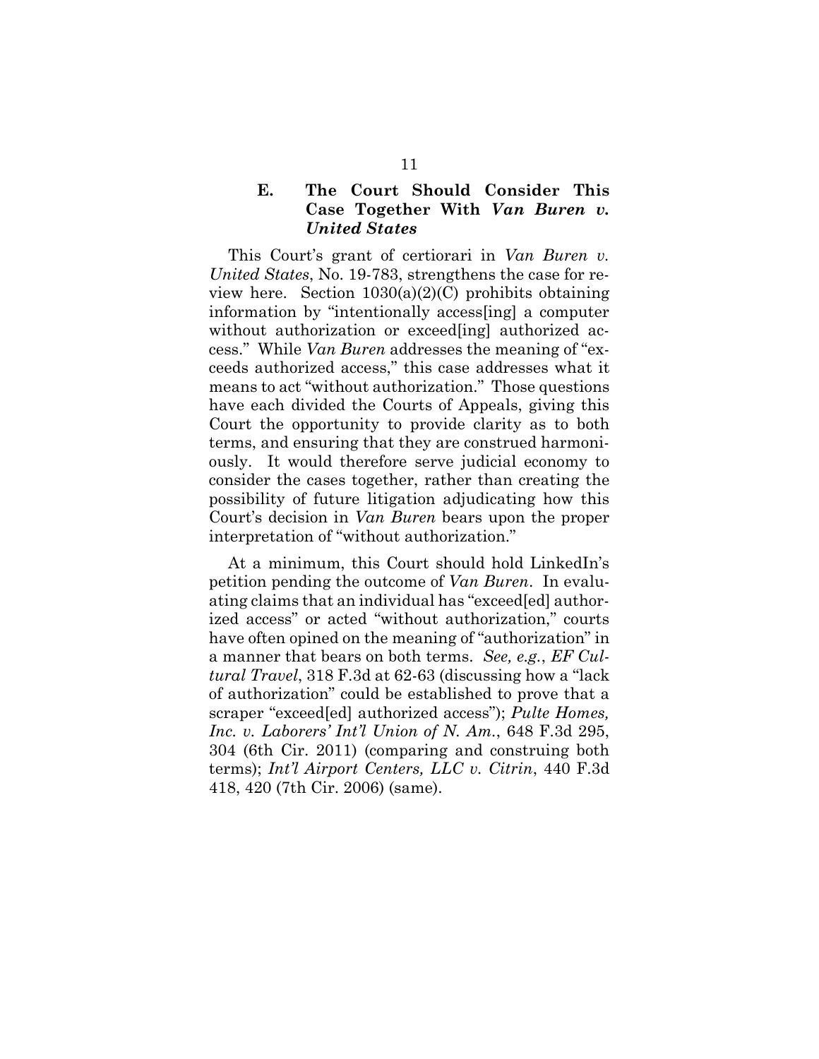### E. The Court Should Consider This Case Together With *Van Buren v. United States*

This Court's grant of certiorari in *Van Buren v. United States*, No. 19-783, strengthens the case for review here. Section 1030(a)(2)(C) prohibits obtaining information by "intentionally access[ing] a computer without authorization or exceed[ing] authorized access." While *Van Buren* addresses the meaning of "exceeds authorized access," this case addresses what it means to act "without authorization." Those questions have each divided the Courts of Appeals, giving this Court the opportunity to provide clarity as to both terms, and ensuring that they are construed harmoniously. It would therefore serve judicial economy to consider the cases together, rather than creating the possibility of future litigation adjudicating how this Court's decision in *Van Buren* bears upon the proper interpretation of "without authorization."

At a minimum, this Court should hold LinkedIn's petition pending the outcome of *Van Buren*. In evaluating claims that an individual has "exceed[ed] authorized access" or acted "without authorization," courts have often opined on the meaning of "authorization" in a manner that bears on both terms. *See, e.g.*, *EF Cultural Travel*, 318 F.3d at 62-63 (discussing how a "lack of authorization" could be established to prove that a scraper "exceed[ed] authorized access"); *Pulte Homes, Inc. v. Laborers' Int'l Union of N. Am.*, 648 F.3d 295, 304 (6th Cir. 2011) (comparing and construing both terms); *Int'l Airport Centers, LLC v. Citrin*, 440 F.3d 418, 420 (7th Cir. 2006) (same).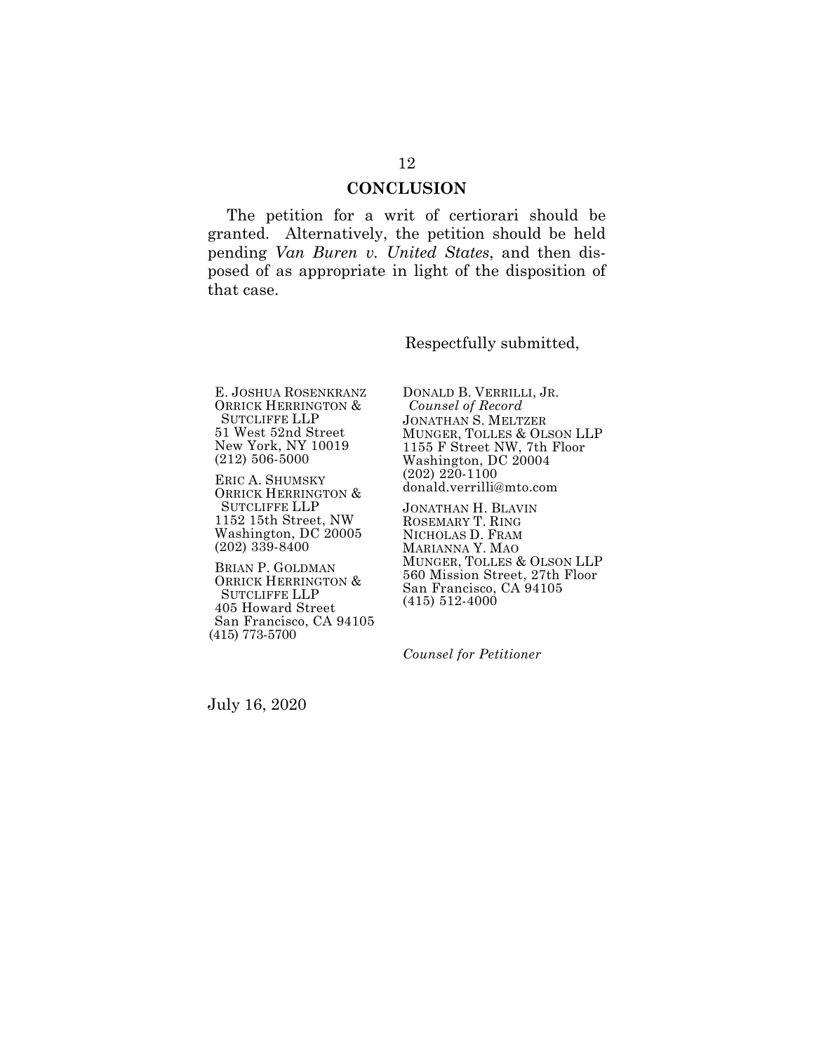## CONCLUSION

The petition for a writ of certiorari should be granted. Alternatively, the petition should be held pending *Van Buren v. United States*, and then disposed of as appropriate in light of the disposition of that case.

Respectfully submitted,

E. JOSHUA ROSENKRANZ
ORRICK HERRINGTON &
SUTCLIFFE LLP
51 West 52nd Street
New York, NY 10019
(212) 506-5000

ERIC A. SHUMSKY
ORRICK HERRINGTON &
SUTCLIFFE LLP
1152 15th Street, NW
Washington, DC 20005
(202) 339-8400

BRIAN P. GOLDMAN
ORRICK HERRINGTON &
SUTCLIFFE LLP
405 Howard Street
San Francisco, CA 94105
(415) 773-5700

DONALD B. VERRILLI, JR.
*Counsel of Record*
JONATHAN S. MELTZER
MUNGER, TOLLES & OLSON LLP
1155 F Street NW, 7th Floor
Washington, DC 20004
(202) 220-1100
donald.verrilli@mto.com

JONATHAN H. BLAVIN
ROSEMARY T. RING
NICHOLAS D. FRAM
MARIANNA Y. MAO
MUNGER, TOLLES & OLSON LLP
560 Mission Street, 27th Floor
San Francisco, CA 94105
(415) 512-4000

*Counsel for Petitioner*

July 16, 2020